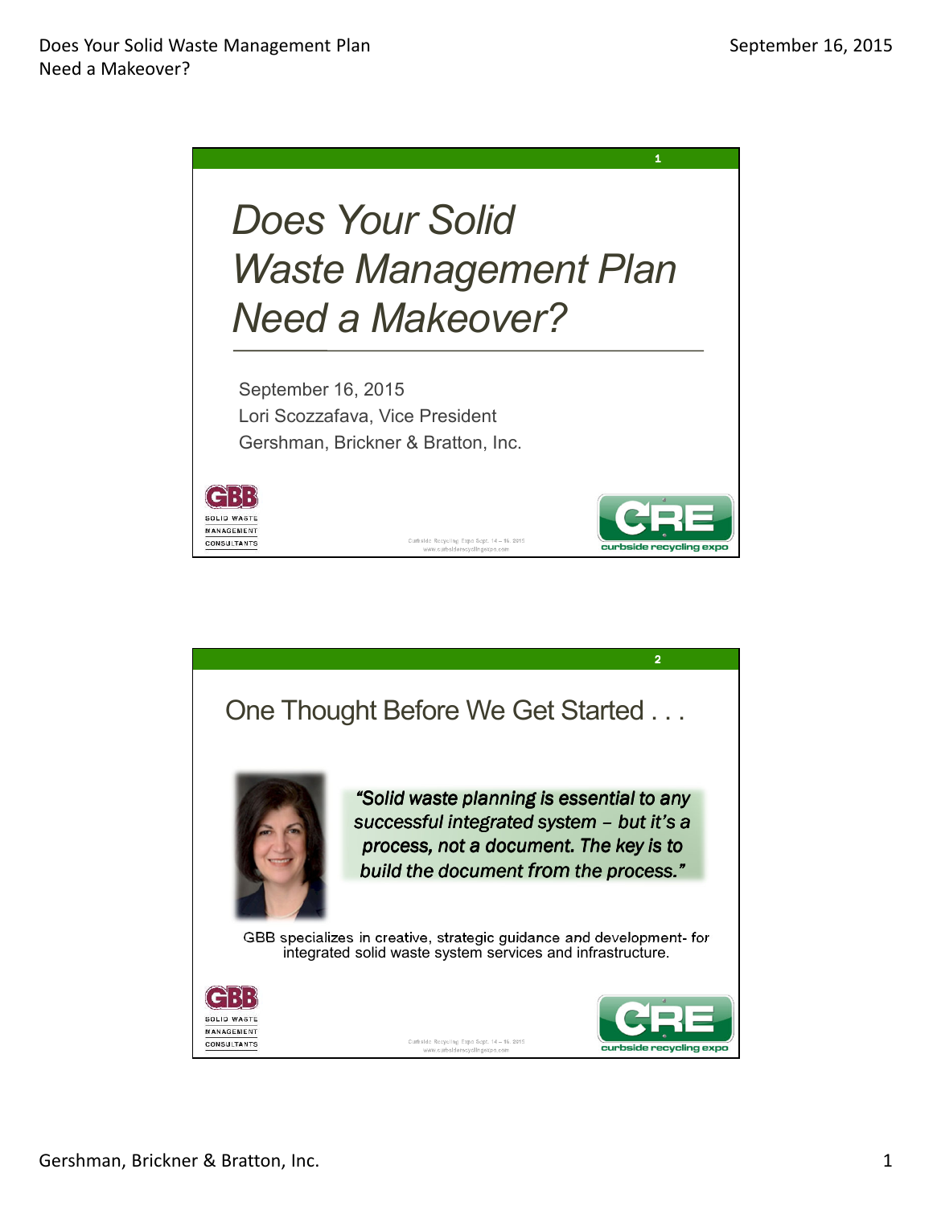# Does Your Solid Waste Management Plan Need a Makeover?

September 16, 2015

Lori Scozzafava, Vice President

Gershman, Brickner & Bratton, Inc.

GBB SOLID WASTE MANAGEMENT CONSULTANTS

Curbside Recycling Expo Sept. 14 – 16, 2015
www.curbsiderecyclingexpo.com

CRE curbside recycling expo

---

## One Thought Before We Get Started . . .

*"Solid waste planning is essential to any successful integrated system – but it's a process, not a document. The key is to build the document from the process."*

GBB specializes in creative, strategic guidance and development- for integrated solid waste system services and infrastructure.

GBB SOLID WASTE MANAGEMENT CONSULTANTS

Curbside Recycling Expo Sept. 14 – 16, 2015
www.curbsiderecyclingexpo.com

CRE curbside recycling expo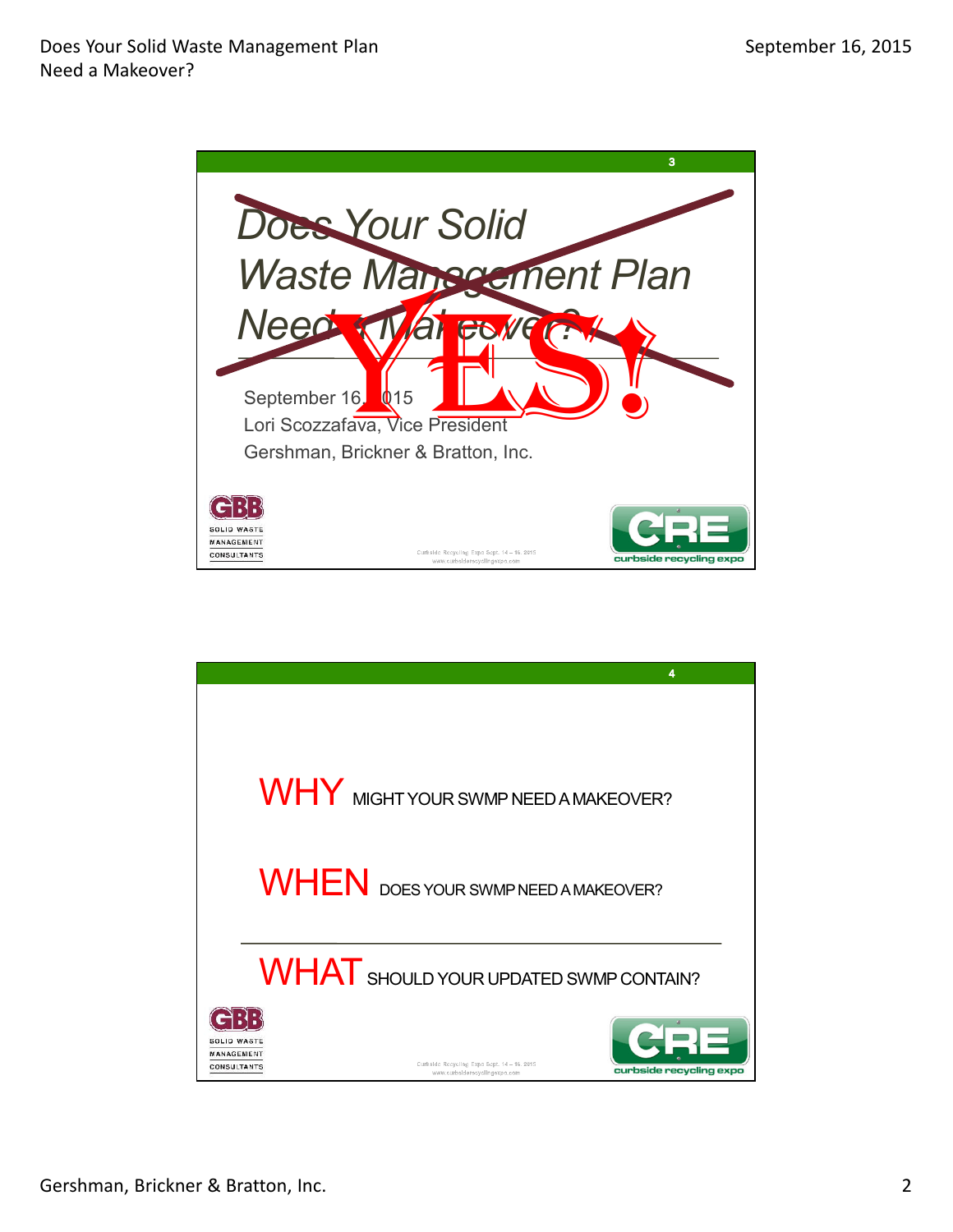Does Your Solid Waste Management Plan Need a Makeover?

YES!

September 16, 2015
Lori Scozzafava, Vice President
Gershman, Brickner & Bratton, Inc.

GBB SOLID WASTE MANAGEMENT CONSULTANTS

Curbside Recycling Expo Sept. 14 – 16, 2015
www.curbsiderecyclingexpo.com

CRE curbside recycling expo

---

**WHY** MIGHT YOUR SWMP NEED A MAKEOVER?

**WHEN** DOES YOUR SWMP NEED A MAKEOVER?

**WHAT** SHOULD YOUR UPDATED SWMP CONTAIN?

GBB SOLID WASTE MANAGEMENT CONSULTANTS

Curbside Recycling Expo Sept. 14 – 16, 2015
www.curbsiderecyclingexpo.com

CRE curbside recycling expo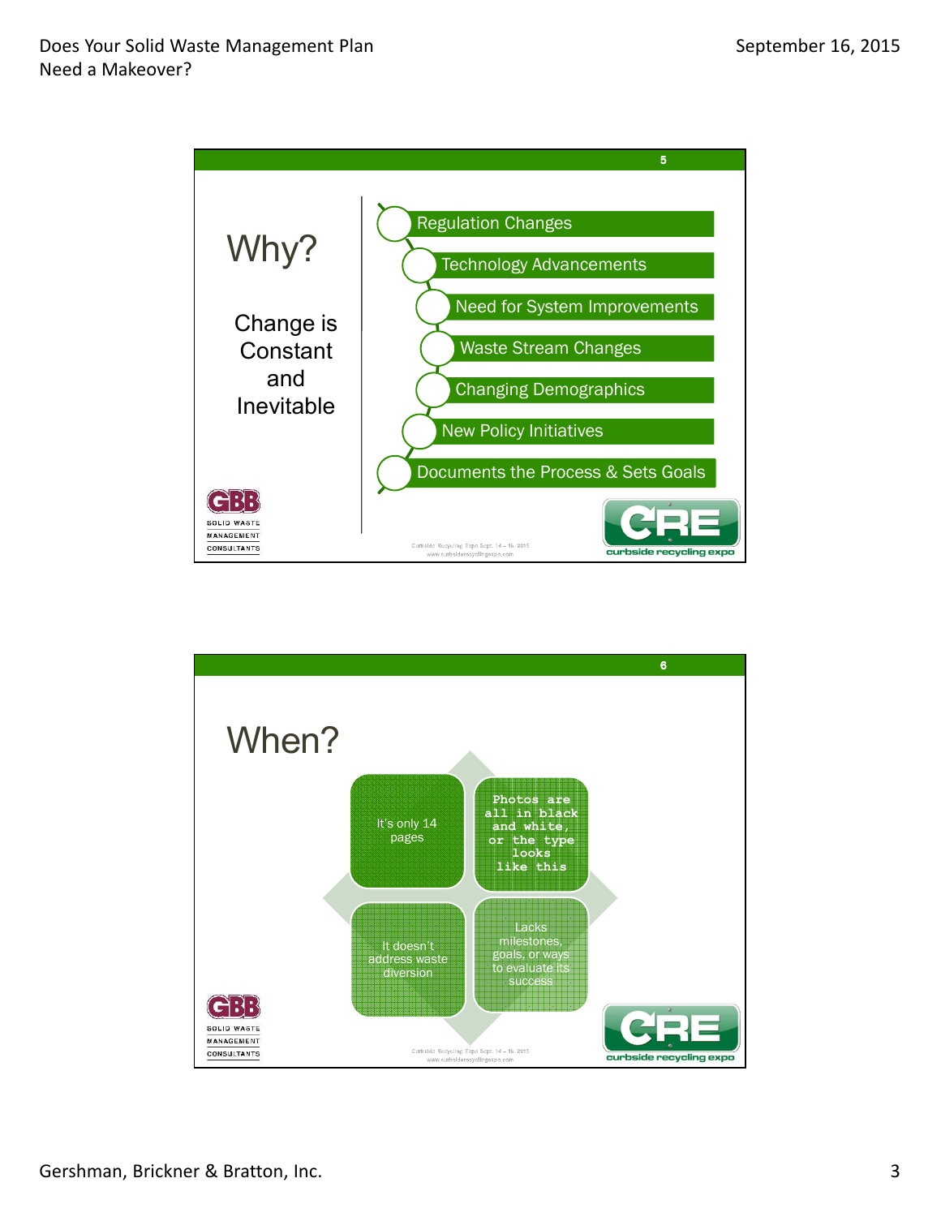## Why?

Change is Constant and Inevitable

- Regulation Changes
- Technology Advancements
- Need for System Improvements
- Waste Stream Changes
- Changing Demographics
- New Policy Initiatives
- Documents the Process & Sets Goals

## When?

- It's only 14 pages
- Photos are all in black and white, or the type looks like this
- It doesn't address waste diversion
- Lacks milestones, goals, or ways to evaluate its success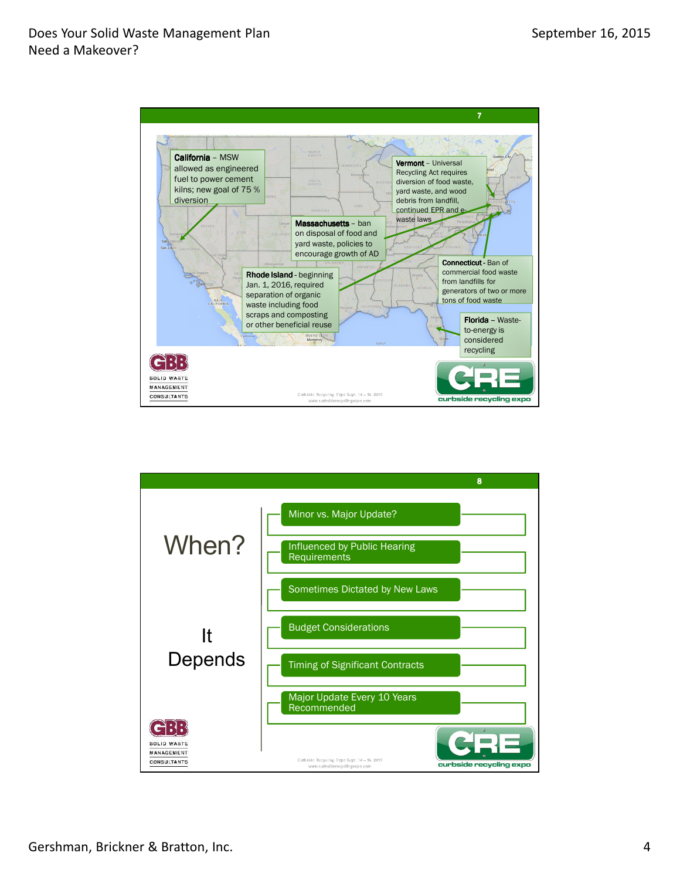## Slide 7

**California** – MSW allowed as engineered fuel to power cement kilns; new goal of 75 % diversion

**Vermont** – Universal Recycling Act requires diversion of food waste, yard waste, and wood debris from landfill, continued EPR and e-waste laws

**Massachusetts** – ban on disposal of food and yard waste, policies to encourage growth of AD

**Rhode Island** - beginning Jan. 1, 2016, required separation of organic waste including food scraps and composting or other beneficial reuse

**Connecticut** - Ban of commercial food waste from landfills for generators of two or more tons of food waste

**Florida** – Waste-to-energy is considered recycling

## Slide 8

# When?

# It Depends

- Minor vs. Major Update?
- Influenced by Public Hearing Requirements
- Sometimes Dictated by New Laws
- Budget Considerations
- Timing of Significant Contracts
- Major Update Every 10 Years Recommended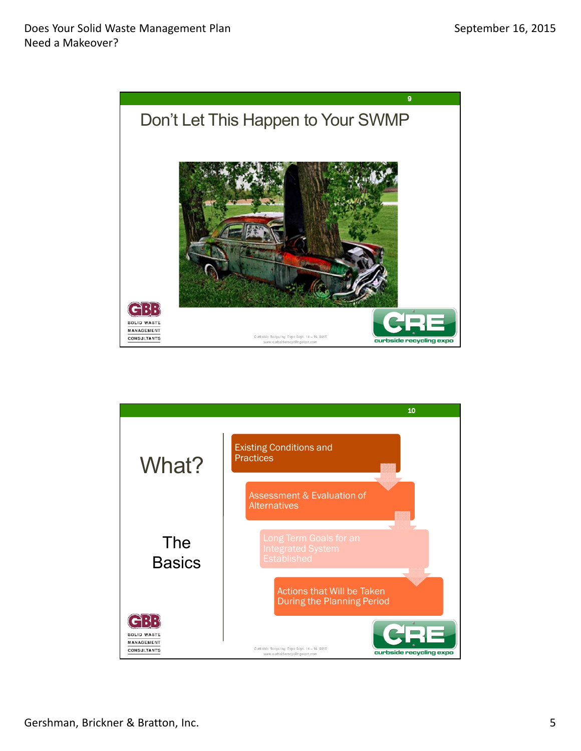## Don't Let This Happen to Your SWMP

## What?

### The Basics

- Existing Conditions and Practices
- Assessment & Evaluation of Alternatives
- Long Term Goals for an Integrated System Established
- Actions that Will be Taken During the Planning Period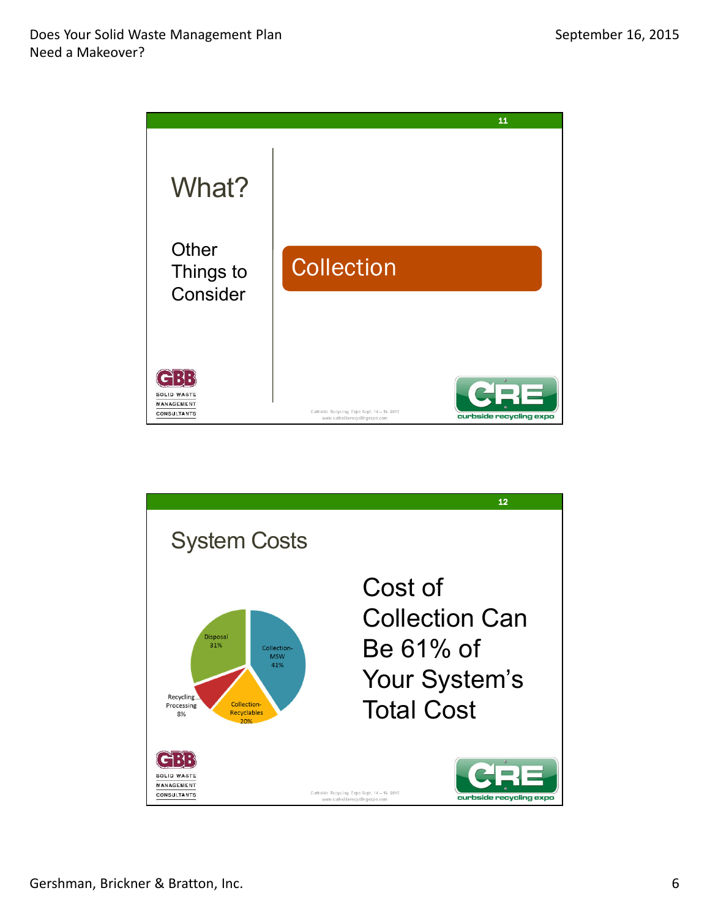## What?

Other Things to Consider

**Collection**

## System Costs

- Collection-MSW 41%
- Collection-Recyclables 20%
- Recycling Processing 8%
- Disposal 31%

Cost of Collection Can Be 61% of Your System's Total Cost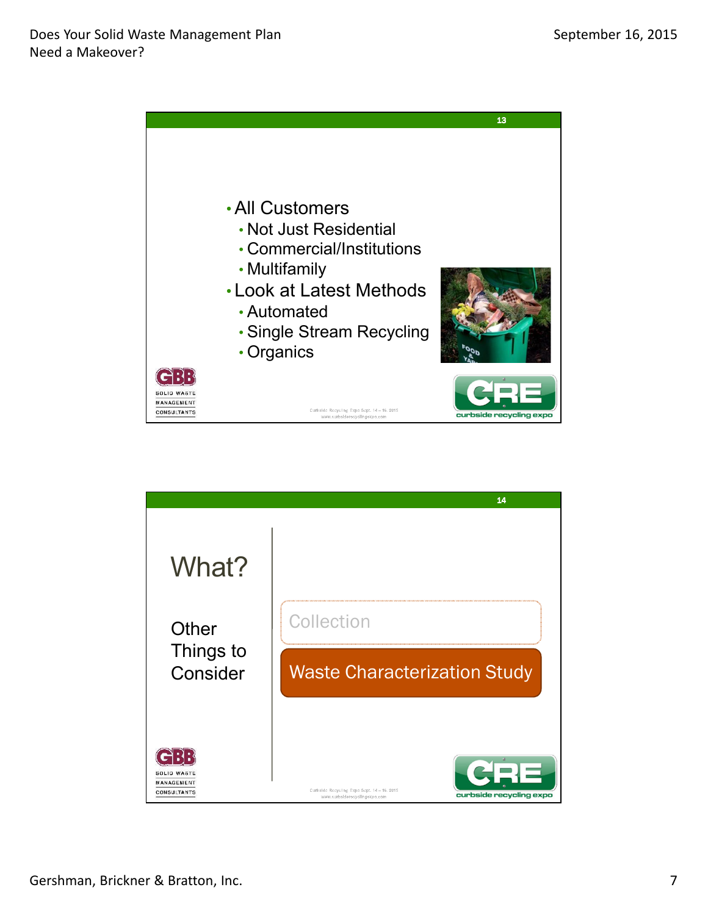- All Customers
  - Not Just Residential
  - Commercial/Institutions
  - Multifamily
- Look at Latest Methods
  - Automated
  - Single Stream Recycling
  - Organics

## What?

Other Things to Consider

- Collection
- Waste Characterization Study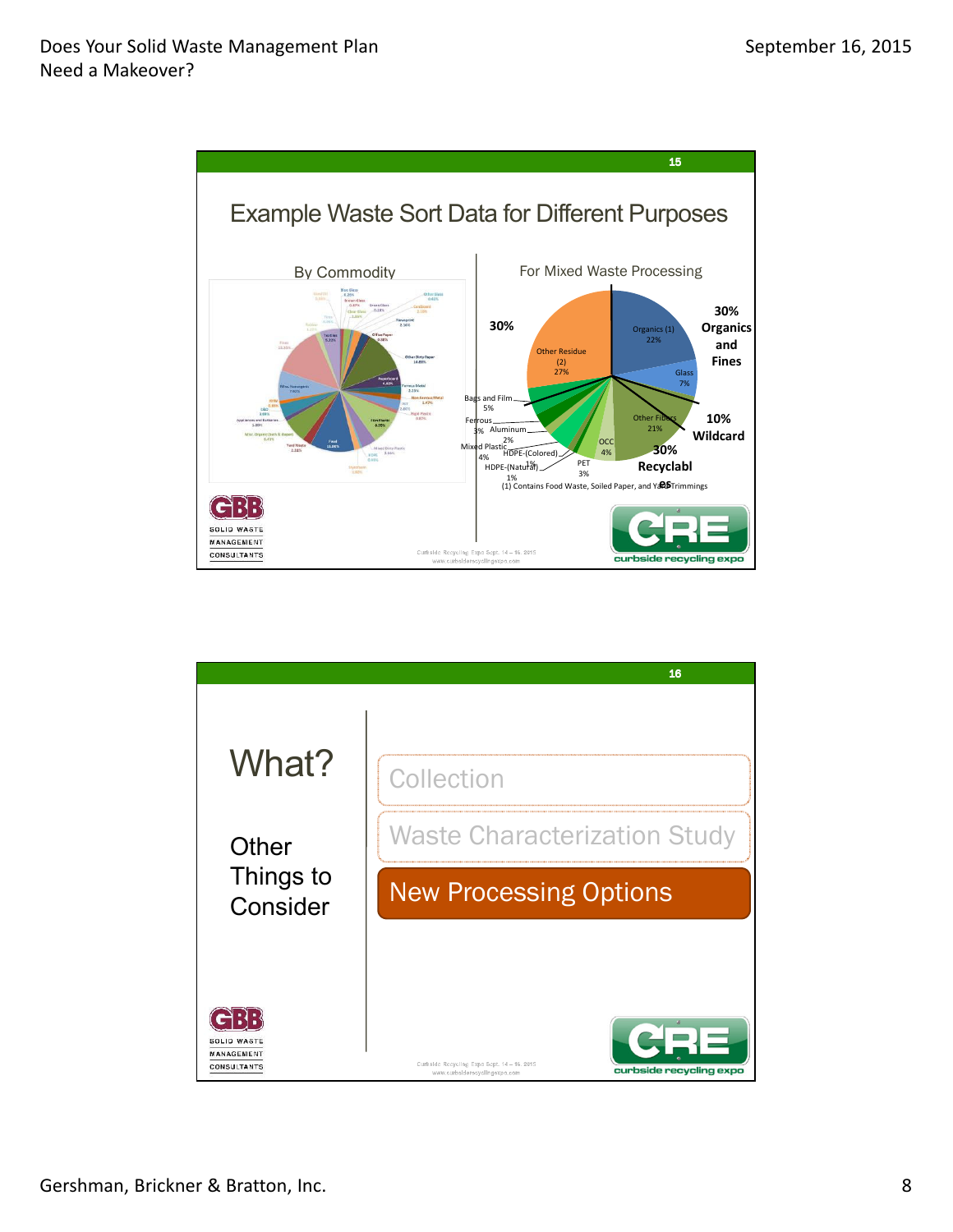## Example Waste Sort Data for Different Purposes

**By Commodity**

**For Mixed Waste Processing**

- Organics (1) 22%
- Glass 7%
- Other Fibers 21%
- OCC 4%
- PET 3%
- HDPE-(Natural) 1%
- HDPE-(Colored) 1%
- Mixed Plastic 4%
- Aluminum 2%
- Ferrous 3%
- Bags and Film 5%
- Other Residue (2) 27%

**30%** | **30% Organics and Fines** | **10% Wildcard** | **30% Recyclables**

(1) Contains Food Waste, Soiled Paper, and Yard Trimmings

---

## What?

### Other Things to Consider

- Collection
- Waste Characterization Study
- **New Processing Options**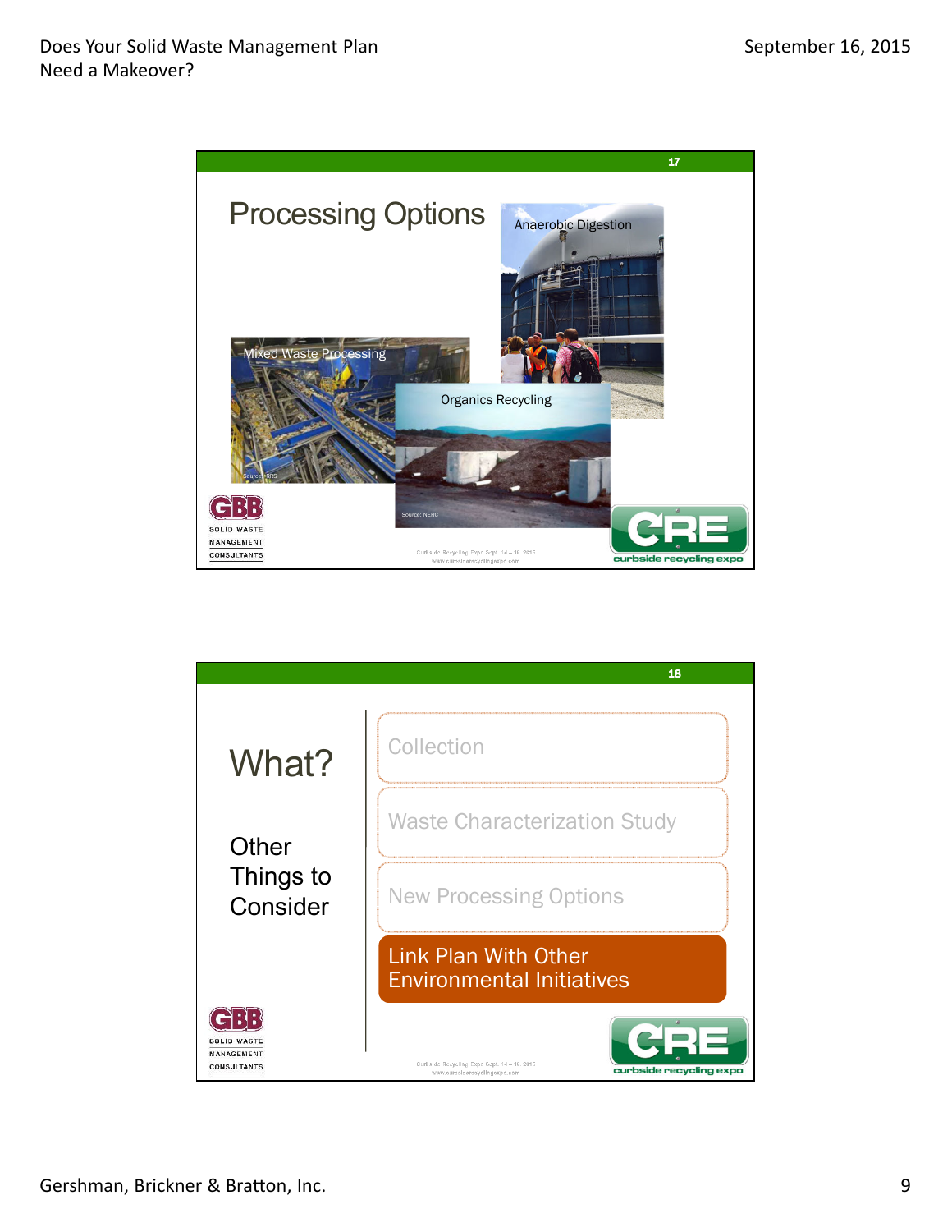## Processing Options

Anaerobic Digestion

Mixed Waste Processing

Source: PRRS

Organics Recycling

Source: NERC

## What?

Other Things to Consider

- Collection
- Waste Characterization Study
- New Processing Options
- **Link Plan With Other Environmental Initiatives**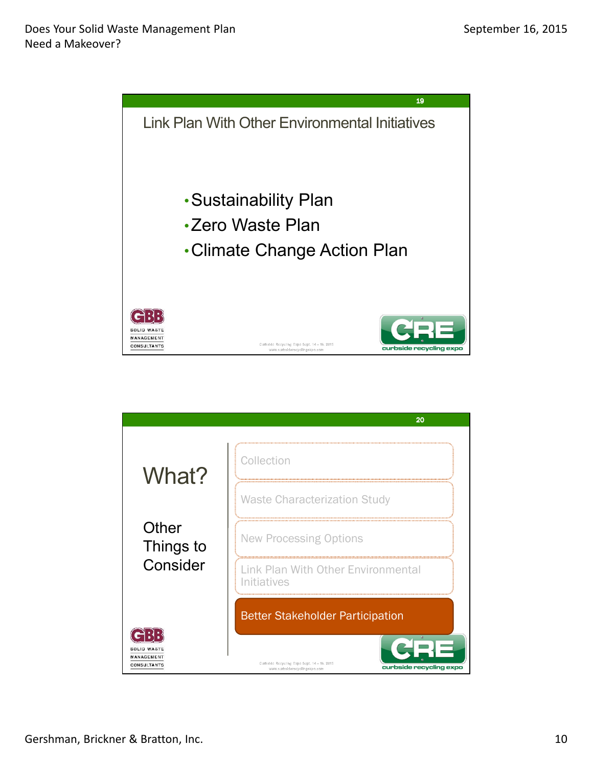## Link Plan With Other Environmental Initiatives

- Sustainability Plan
- Zero Waste Plan
- Climate Change Action Plan

GBB SOLID WASTE MANAGEMENT CONSULTANTS

Curbside Recycling Expo Sept. 14 – 16, 2015
www.curbsiderecyclingexpo.com

CRE curbside recycling expo

## What?

Other Things to Consider

- Collection
- Waste Characterization Study
- New Processing Options
- Link Plan With Other Environmental Initiatives
- **Better Stakeholder Participation**

GBB SOLID WASTE MANAGEMENT CONSULTANTS

Curbside Recycling Expo Sept. 14 – 16, 2015
www.curbsiderecyclingexpo.com

CRE curbside recycling expo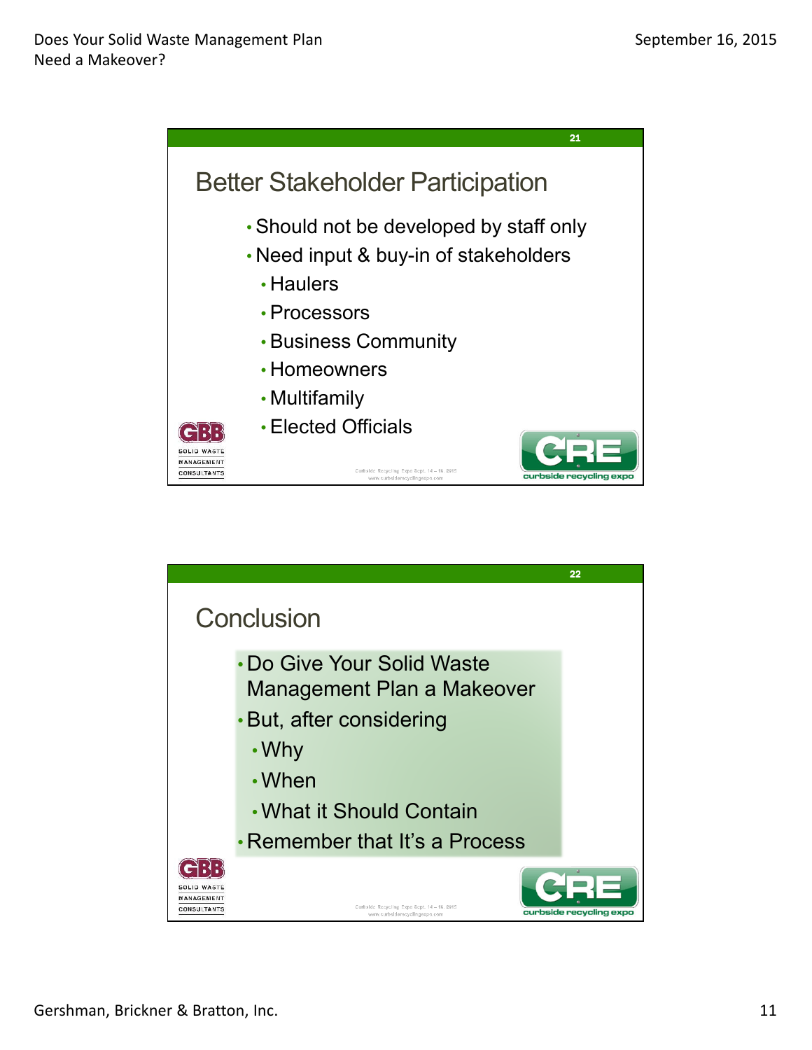## Better Stakeholder Participation

- Should not be developed by staff only
- Need input & buy-in of stakeholders
  - Haulers
  - Processors
  - Business Community
  - Homeowners
  - Multifamily
  - Elected Officials

## Conclusion

- Do Give Your Solid Waste Management Plan a Makeover
- But, after considering
  - Why
  - When
  - What it Should Contain
- Remember that It's a Process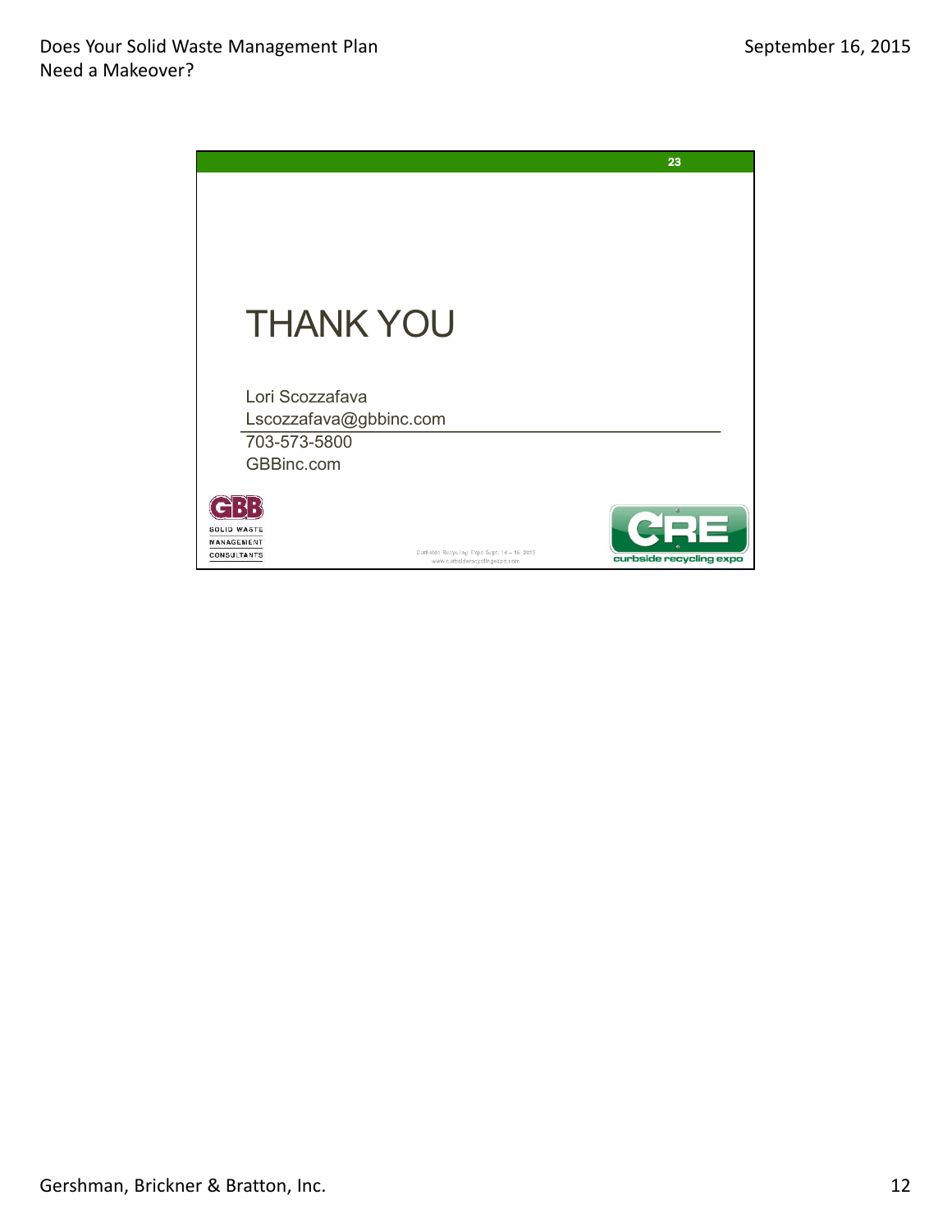# THANK YOU

Lori Scozzafava
Lscozzafava@gbbinc.com
703-573-5800
GBBinc.com

GBB
SOLID WASTE
MANAGEMENT
CONSULTANTS

Curbside Recycling Expo Sept. 14 – 16, 2015
www.curbsiderecyclingexpo.com

CRE
curbside recycling expo